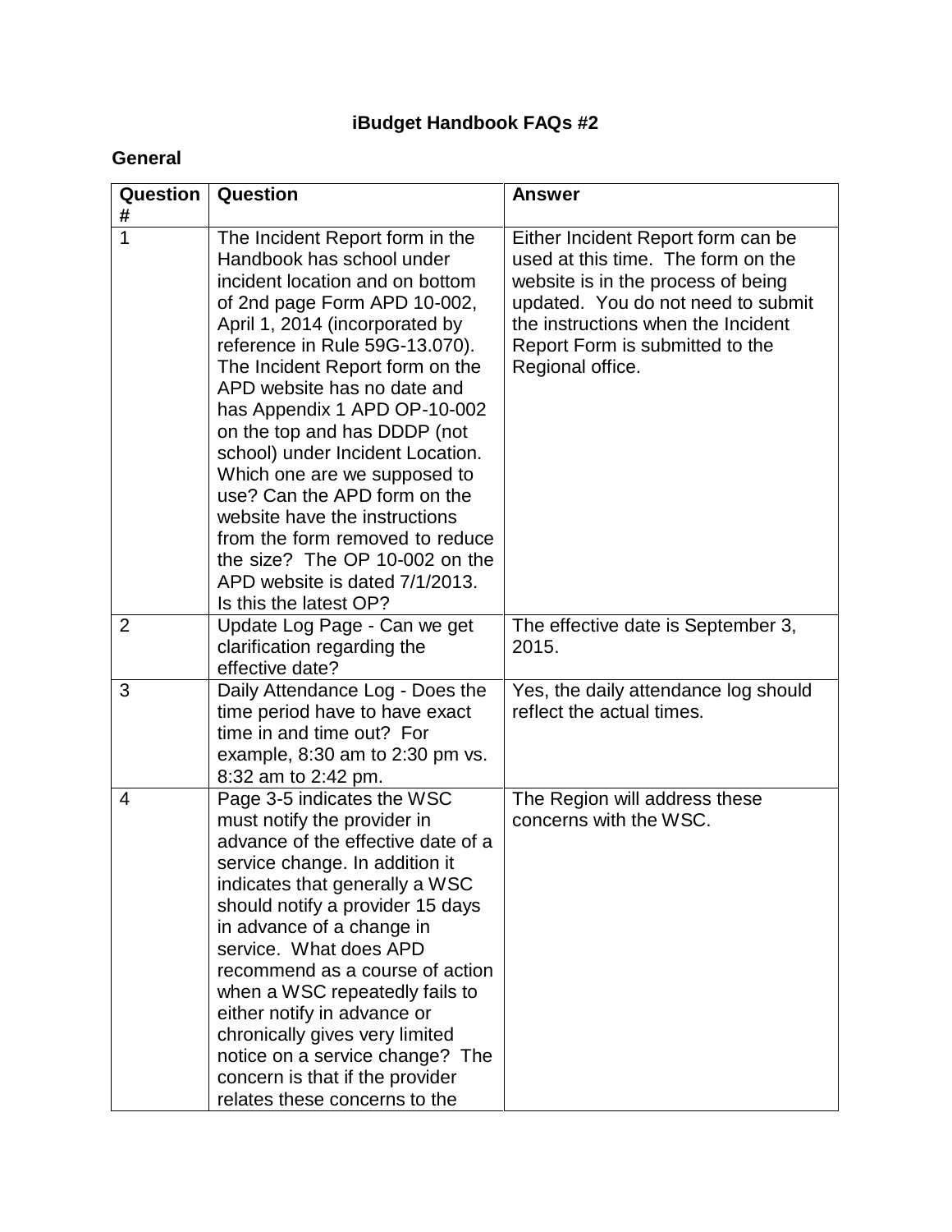# iBudget Handbook FAQs #2

## General

| Question # | Question | Answer |
| --- | --- | --- |
| 1 | The Incident Report form in the Handbook has school under incident location and on bottom of 2nd page Form APD 10-002, April 1, 2014 (incorporated by reference in Rule 59G-13.070). The Incident Report form on the APD website has no date and has Appendix 1 APD OP-10-002 on the top and has DDDP (not school) under Incident Location. Which one are we supposed to use? Can the APD form on the website have the instructions from the form removed to reduce the size? The OP 10-002 on the APD website is dated 7/1/2013. Is this the latest OP? | Either Incident Report form can be used at this time. The form on the website is in the process of being updated. You do not need to submit the instructions when the Incident Report Form is submitted to the Regional office. |
| 2 | Update Log Page - Can we get clarification regarding the effective date? | The effective date is September 3, 2015. |
| 3 | Daily Attendance Log - Does the time period have to have exact time in and time out? For example, 8:30 am to 2:30 pm vs. 8:32 am to 2:42 pm. | Yes, the daily attendance log should reflect the actual times. |
| 4 | Page 3-5 indicates the WSC must notify the provider in advance of the effective date of a service change. In addition it indicates that generally a WSC should notify a provider 15 days in advance of a change in service. What does APD recommend as a course of action when a WSC repeatedly fails to either notify in advance or chronically gives very limited notice on a service change? The concern is that if the provider relates these concerns to the | The Region will address these concerns with the WSC. |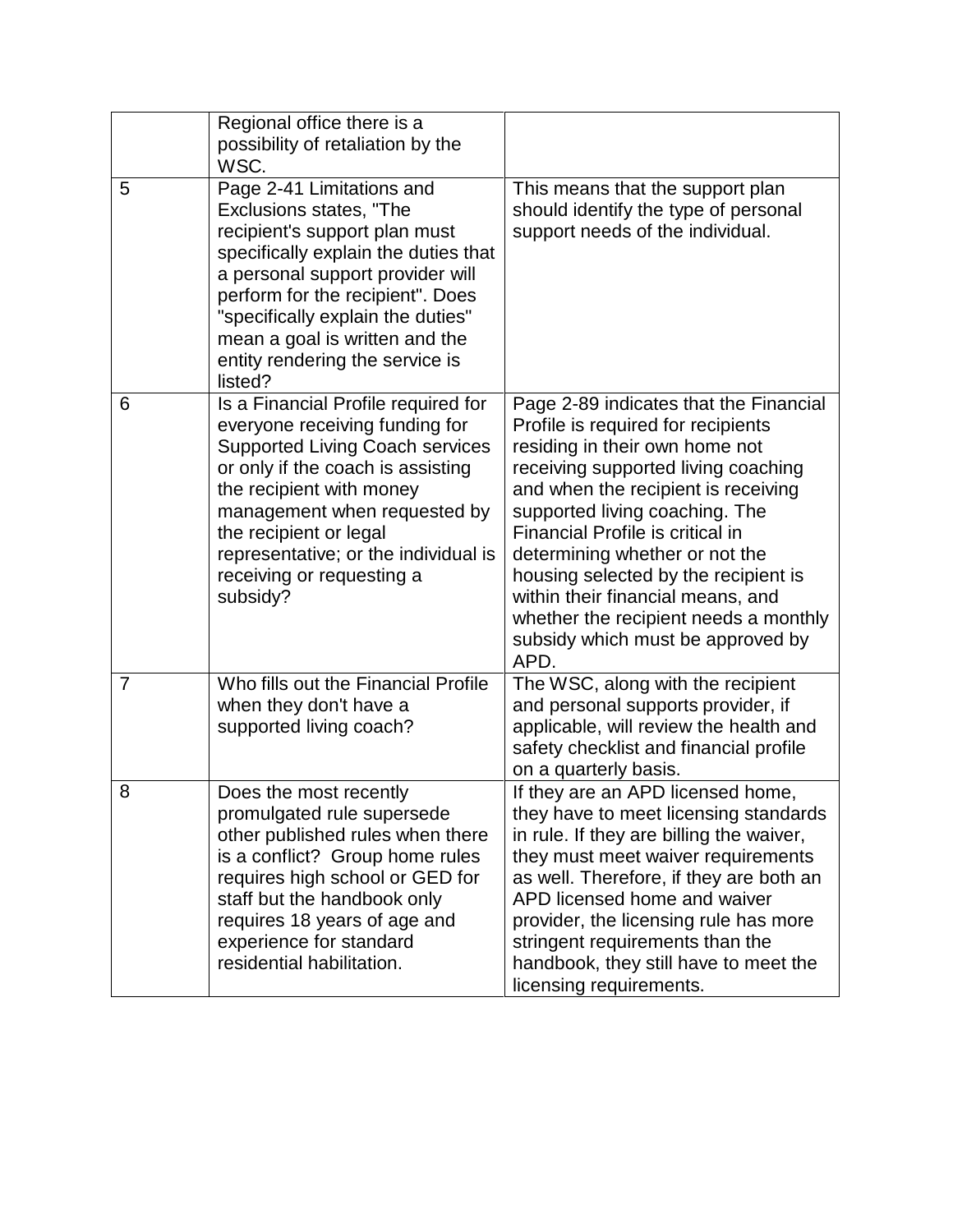|   |   |   |
|---|---|---|
| | Regional office there is a possibility of retaliation by the WSC. | |
| 5 | Page 2-41 Limitations and Exclusions states, "The recipient's support plan must specifically explain the duties that a personal support provider will perform for the recipient". Does "specifically explain the duties" mean a goal is written and the entity rendering the service is listed? | This means that the support plan should identify the type of personal support needs of the individual. |
| 6 | Is a Financial Profile required for everyone receiving funding for Supported Living Coach services or only if the coach is assisting the recipient with money management when requested by the recipient or legal representative; or the individual is receiving or requesting a subsidy? | Page 2-89 indicates that the Financial Profile is required for recipients residing in their own home not receiving supported living coaching and when the recipient is receiving supported living coaching. The Financial Profile is critical in determining whether or not the housing selected by the recipient is within their financial means, and whether the recipient needs a monthly subsidy which must be approved by APD. |
| 7 | Who fills out the Financial Profile when they don't have a supported living coach? | The WSC, along with the recipient and personal supports provider, if applicable, will review the health and safety checklist and financial profile on a quarterly basis. |
| 8 | Does the most recently promulgated rule supersede other published rules when there is a conflict? Group home rules requires high school or GED for staff but the handbook only requires 18 years of age and experience for standard residential habilitation. | If they are an APD licensed home, they have to meet licensing standards in rule. If they are billing the waiver, they must meet waiver requirements as well. Therefore, if they are both an APD licensed home and waiver provider, the licensing rule has more stringent requirements than the handbook, they still have to meet the licensing requirements. |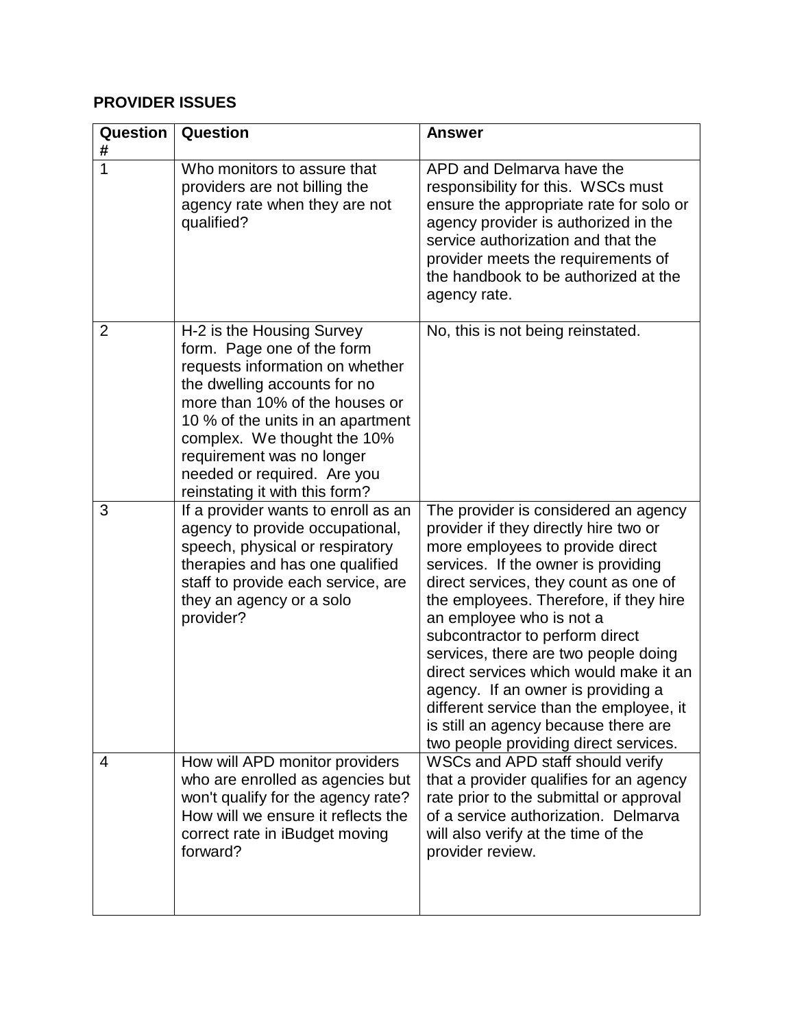**PROVIDER ISSUES**

| Question # | Question | Answer |
|---|---|---|
| 1 | Who monitors to assure that providers are not billing the agency rate when they are not qualified? | APD and Delmarva have the responsibility for this. WSCs must ensure the appropriate rate for solo or agency provider is authorized in the service authorization and that the provider meets the requirements of the handbook to be authorized at the agency rate. |
| 2 | H-2 is the Housing Survey form. Page one of the form requests information on whether the dwelling accounts for no more than 10% of the houses or 10 % of the units in an apartment complex. We thought the 10% requirement was no longer needed or required. Are you reinstating it with this form? | No, this is not being reinstated. |
| 3 | If a provider wants to enroll as an agency to provide occupational, speech, physical or respiratory therapies and has one qualified staff to provide each service, are they an agency or a solo provider? | The provider is considered an agency provider if they directly hire two or more employees to provide direct services. If the owner is providing direct services, they count as one of the employees. Therefore, if they hire an employee who is not a subcontractor to perform direct services, there are two people doing direct services which would make it an agency. If an owner is providing a different service than the employee, it is still an agency because there are two people providing direct services. |
| 4 | How will APD monitor providers who are enrolled as agencies but won't qualify for the agency rate? How will we ensure it reflects the correct rate in iBudget moving forward? | WSCs and APD staff should verify that a provider qualifies for an agency rate prior to the submittal or approval of a service authorization. Delmarva will also verify at the time of the provider review. |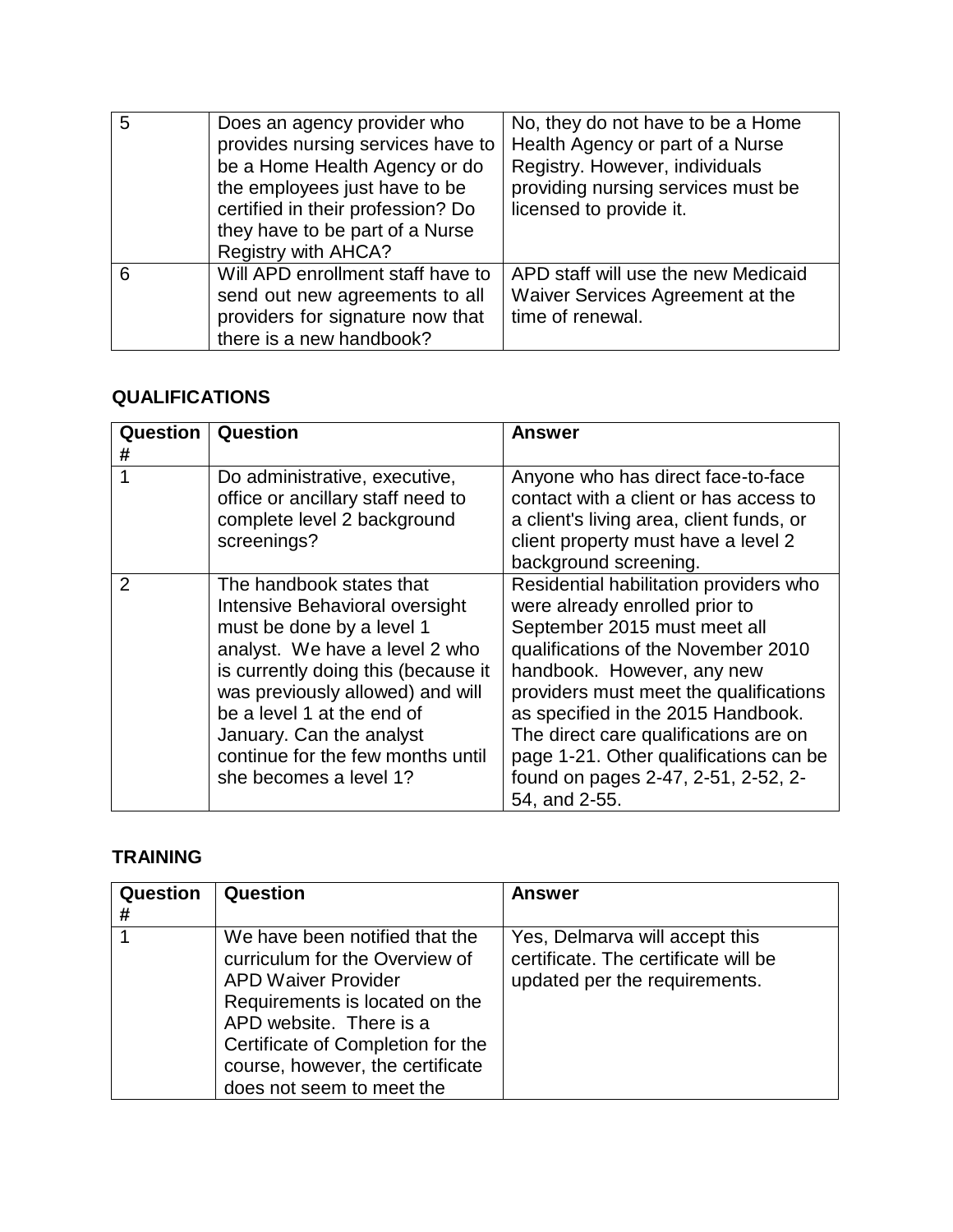| | | |
|---|---|---|
| 5 | Does an agency provider who provides nursing services have to be a Home Health Agency or do the employees just have to be certified in their profession? Do they have to be part of a Nurse Registry with AHCA? | No, they do not have to be a Home Health Agency or part of a Nurse Registry. However, individuals providing nursing services must be licensed to provide it. |
| 6 | Will APD enrollment staff have to send out new agreements to all providers for signature now that there is a new handbook? | APD staff will use the new Medicaid Waiver Services Agreement at the time of renewal. |

## QUALIFICATIONS

| Question # | Question | Answer |
|---|---|---|
| 1 | Do administrative, executive, office or ancillary staff need to complete level 2 background screenings? | Anyone who has direct face-to-face contact with a client or has access to a client's living area, client funds, or client property must have a level 2 background screening. |
| 2 | The handbook states that Intensive Behavioral oversight must be done by a level 1 analyst. We have a level 2 who is currently doing this (because it was previously allowed) and will be a level 1 at the end of January. Can the analyst continue for the few months until she becomes a level 1? | Residential habilitation providers who were already enrolled prior to September 2015 must meet all qualifications of the November 2010 handbook. However, any new providers must meet the qualifications as specified in the 2015 Handbook. The direct care qualifications are on page 1-21. Other qualifications can be found on pages 2-47, 2-51, 2-52, 2-54, and 2-55. |

## TRAINING

| Question # | Question | Answer |
|---|---|---|
| 1 | We have been notified that the curriculum for the Overview of APD Waiver Provider Requirements is located on the APD website. There is a Certificate of Completion for the course, however, the certificate does not seem to meet the | Yes, Delmarva will accept this certificate. The certificate will be updated per the requirements. |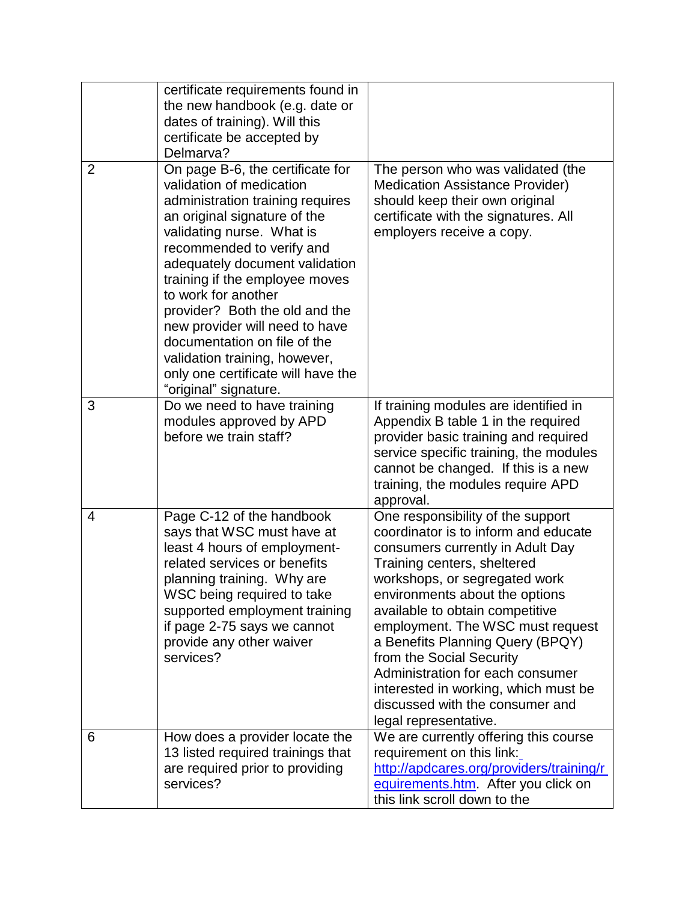| | | |
|---|---|---|
| | certificate requirements found in the new handbook (e.g. date or dates of training). Will this certificate be accepted by Delmarva? | |
| 2 | On page B-6, the certificate for validation of medication administration training requires an original signature of the validating nurse. What is recommended to verify and adequately document validation training if the employee moves to work for another provider? Both the old and the new provider will need to have documentation on file of the validation training, however, only one certificate will have the "original" signature. | The person who was validated (the Medication Assistance Provider) should keep their own original certificate with the signatures. All employers receive a copy. |
| 3 | Do we need to have training modules approved by APD before we train staff? | If training modules are identified in Appendix B table 1 in the required provider basic training and required service specific training, the modules cannot be changed. If this is a new training, the modules require APD approval. |
| 4 | Page C-12 of the handbook says that WSC must have at least 4 hours of employment-related services or benefits planning training. Why are WSC being required to take supported employment training if page 2-75 says we cannot provide any other waiver services? | One responsibility of the support coordinator is to inform and educate consumers currently in Adult Day Training centers, sheltered workshops, or segregated work environments about the options available to obtain competitive employment. The WSC must request a Benefits Planning Query (BPQY) from the Social Security Administration for each consumer interested in working, which must be discussed with the consumer and legal representative. |
| 6 | How does a provider locate the 13 listed required trainings that are required prior to providing services? | We are currently offering this course requirement on this link: http://apdcares.org/providers/training/requirements.htm. After you click on this link scroll down to the |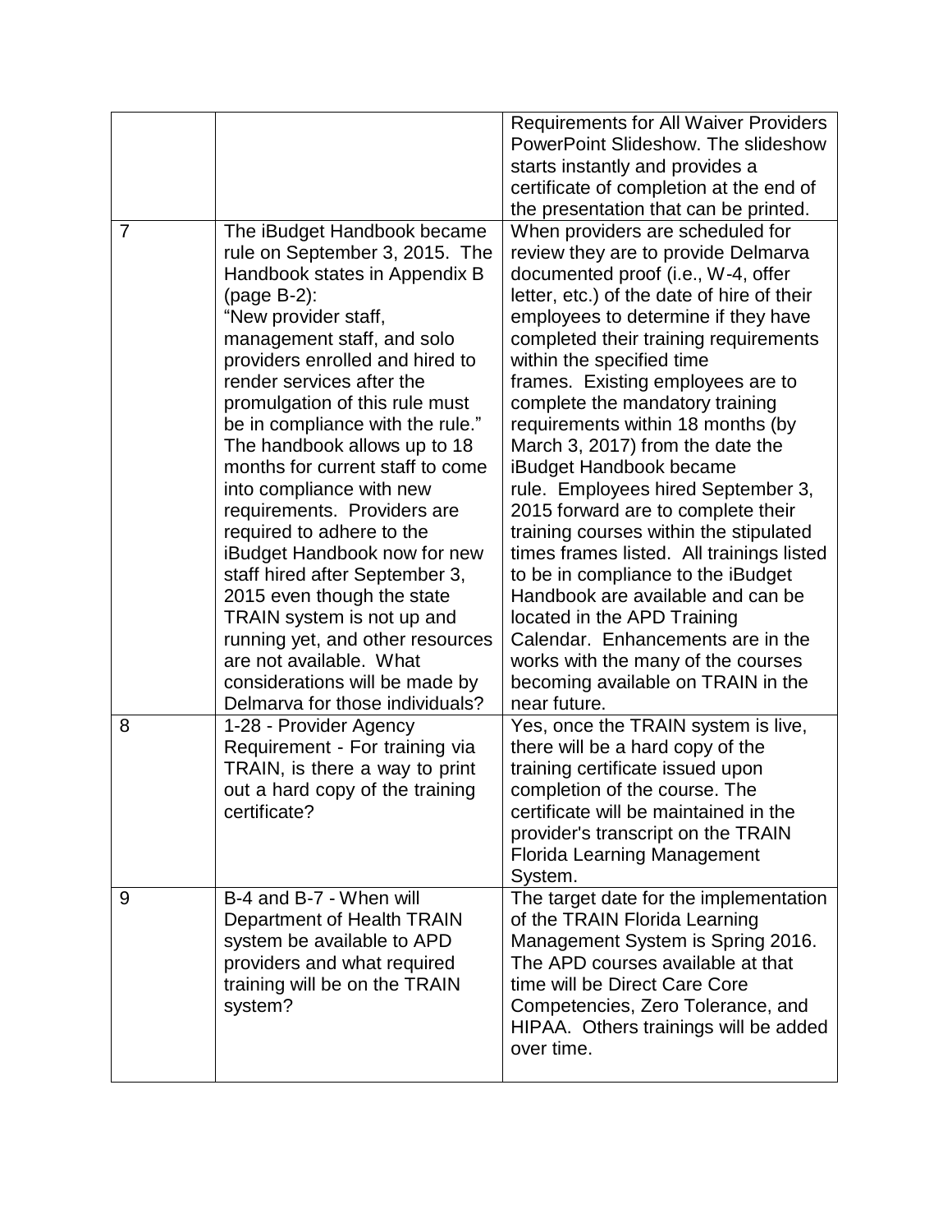| | | |
|---|---|---|
| | | Requirements for All Waiver Providers PowerPoint Slideshow. The slideshow starts instantly and provides a certificate of completion at the end of the presentation that can be printed. |
| 7 | The iBudget Handbook became rule on September 3, 2015. The Handbook states in Appendix B (page B-2): "New provider staff, management staff, and solo providers enrolled and hired to render services after the promulgation of this rule must be in compliance with the rule." The handbook allows up to 18 months for current staff to come into compliance with new requirements. Providers are required to adhere to the iBudget Handbook now for new staff hired after September 3, 2015 even though the state TRAIN system is not up and running yet, and other resources are not available. What considerations will be made by Delmarva for those individuals? | When providers are scheduled for review they are to provide Delmarva documented proof (i.e., W-4, offer letter, etc.) of the date of hire of their employees to determine if they have completed their training requirements within the specified time frames. Existing employees are to complete the mandatory training requirements within 18 months (by March 3, 2017) from the date the iBudget Handbook became rule. Employees hired September 3, 2015 forward are to complete their training courses within the stipulated times frames listed. All trainings listed to be in compliance to the iBudget Handbook are available and can be located in the APD Training Calendar. Enhancements are in the works with the many of the courses becoming available on TRAIN in the near future. |
| 8 | 1-28 - Provider Agency Requirement - For training via TRAIN, is there a way to print out a hard copy of the training certificate? | Yes, once the TRAIN system is live, there will be a hard copy of the training certificate issued upon completion of the course. The certificate will be maintained in the provider's transcript on the TRAIN Florida Learning Management System. |
| 9 | B-4 and B-7 - When will Department of Health TRAIN system be available to APD providers and what required training will be on the TRAIN system? | The target date for the implementation of the TRAIN Florida Learning Management System is Spring 2016. The APD courses available at that time will be Direct Care Core Competencies, Zero Tolerance, and HIPAA. Others trainings will be added over time. |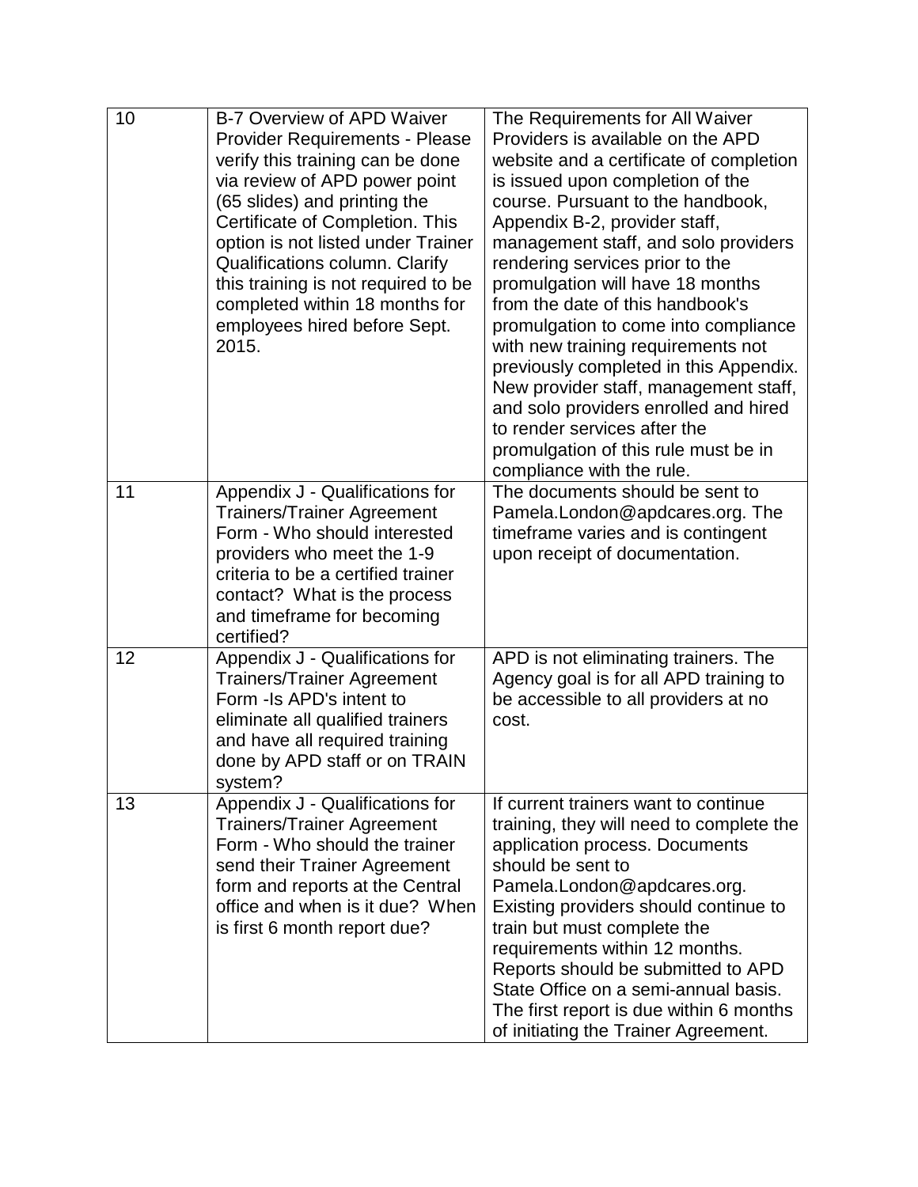| | | |
|---|---|---|
| 10 | B-7 Overview of APD Waiver Provider Requirements - Please verify this training can be done via review of APD power point (65 slides) and printing the Certificate of Completion. This option is not listed under Trainer Qualifications column. Clarify this training is not required to be completed within 18 months for employees hired before Sept. 2015. | The Requirements for All Waiver Providers is available on the APD website and a certificate of completion is issued upon completion of the course. Pursuant to the handbook, Appendix B-2, provider staff, management staff, and solo providers rendering services prior to the promulgation will have 18 months from the date of this handbook's promulgation to come into compliance with new training requirements not previously completed in this Appendix. New provider staff, management staff, and solo providers enrolled and hired to render services after the promulgation of this rule must be in compliance with the rule. |
| 11 | Appendix J - Qualifications for Trainers/Trainer Agreement Form - Who should interested providers who meet the 1-9 criteria to be a certified trainer contact? What is the process and timeframe for becoming certified? | The documents should be sent to Pamela.London@apdcares.org. The timeframe varies and is contingent upon receipt of documentation. |
| 12 | Appendix J - Qualifications for Trainers/Trainer Agreement Form -Is APD's intent to eliminate all qualified trainers and have all required training done by APD staff or on TRAIN system? | APD is not eliminating trainers. The Agency goal is for all APD training to be accessible to all providers at no cost. |
| 13 | Appendix J - Qualifications for Trainers/Trainer Agreement Form - Who should the trainer send their Trainer Agreement form and reports at the Central office and when is it due? When is first 6 month report due? | If current trainers want to continue training, they will need to complete the application process. Documents should be sent to Pamela.London@apdcares.org. Existing providers should continue to train but must complete the requirements within 12 months. Reports should be submitted to APD State Office on a semi-annual basis. The first report is due within 6 months of initiating the Trainer Agreement. |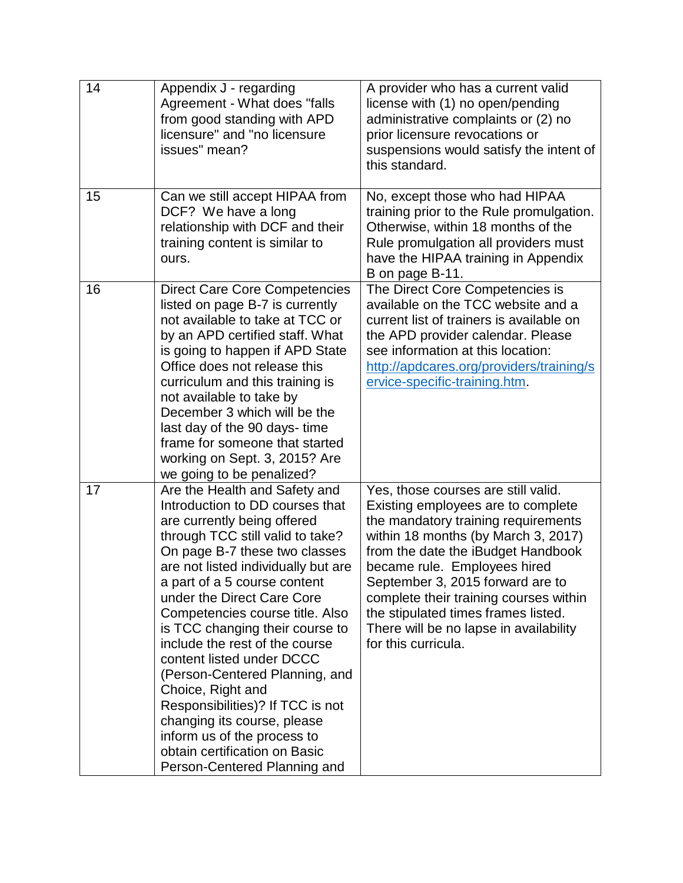| | | |
|---|---|---|
| 14 | Appendix J - regarding Agreement - What does "falls from good standing with APD licensure" and "no licensure issues" mean? | A provider who has a current valid license with (1) no open/pending administrative complaints or (2) no prior licensure revocations or suspensions would satisfy the intent of this standard. |
| 15 | Can we still accept HIPAA from DCF? We have a long relationship with DCF and their training content is similar to ours. | No, except those who had HIPAA training prior to the Rule promulgation. Otherwise, within 18 months of the Rule promulgation all providers must have the HIPAA training in Appendix B on page B-11. |
| 16 | Direct Care Core Competencies listed on page B-7 is currently not available to take at TCC or by an APD certified staff. What is going to happen if APD State Office does not release this curriculum and this training is not available to take by December 3 which will be the last day of the 90 days- time frame for someone that started working on Sept. 3, 2015? Are we going to be penalized? | The Direct Core Competencies is available on the TCC website and a current list of trainers is available on the APD provider calendar. Please see information at this location: [http://apdcares.org/providers/training/service-specific-training.htm](http://apdcares.org/providers/training/service-specific-training.htm). |
| 17 | Are the Health and Safety and Introduction to DD courses that are currently being offered through TCC still valid to take? On page B-7 these two classes are not listed individually but are a part of a 5 course content under the Direct Care Core Competencies course title. Also is TCC changing their course to include the rest of the course content listed under DCCC (Person-Centered Planning, and Choice, Right and Responsibilities)? If TCC is not changing its course, please inform us of the process to obtain certification on Basic Person-Centered Planning and | Yes, those courses are still valid. Existing employees are to complete the mandatory training requirements within 18 months (by March 3, 2017) from the date the iBudget Handbook became rule. Employees hired September 3, 2015 forward are to complete their training courses within the stipulated times frames listed. There will be no lapse in availability for this curricula. |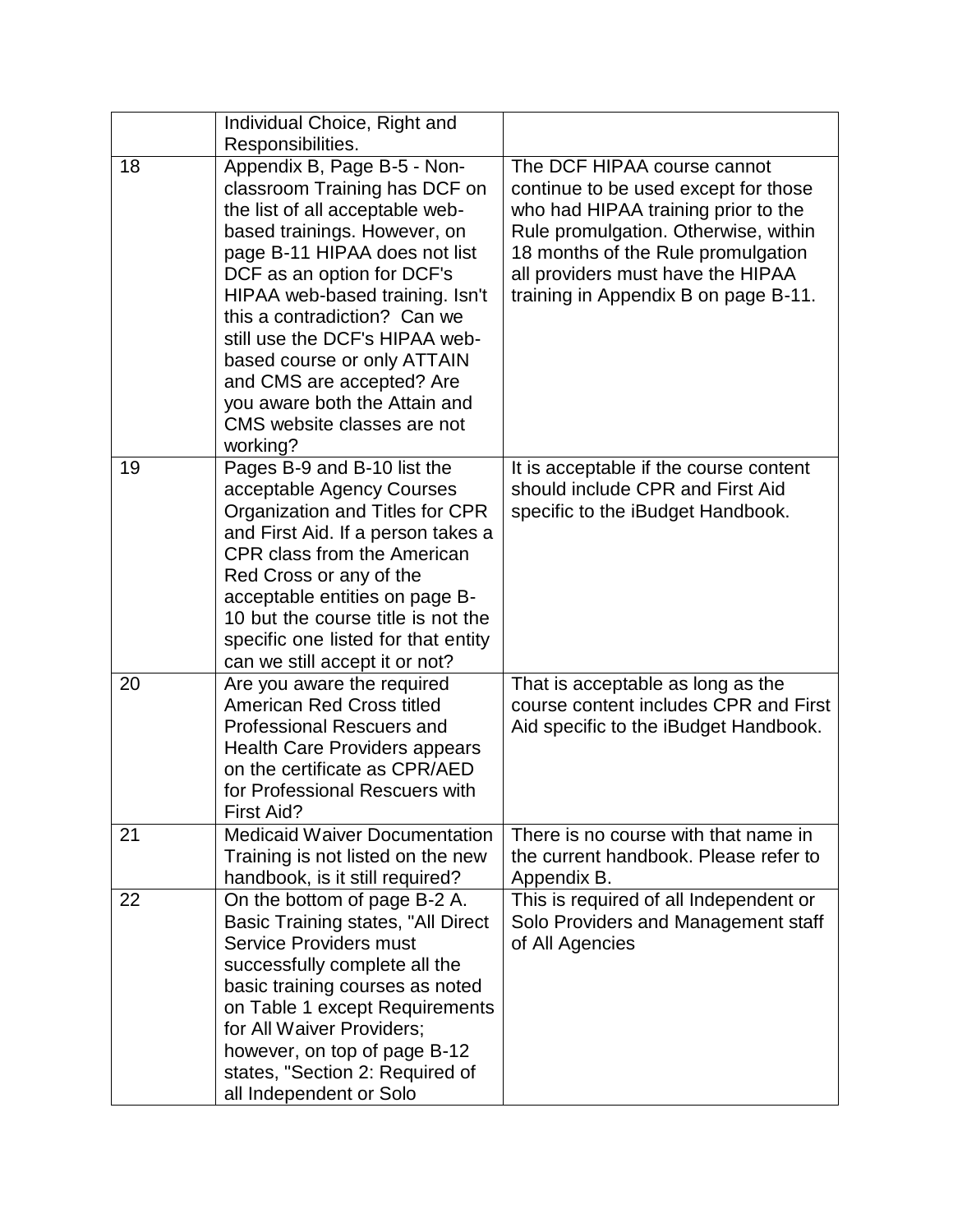| | | |
|---|---|---|
| | Individual Choice, Right and Responsibilities. | |
| 18 | Appendix B, Page B-5 - Non-classroom Training has DCF on the list of all acceptable web-based trainings. However, on page B-11 HIPAA does not list DCF as an option for DCF's HIPAA web-based training. Isn't this a contradiction? Can we still use the DCF's HIPAA web-based course or only ATTAIN and CMS are accepted? Are you aware both the Attain and CMS website classes are not working? | The DCF HIPAA course cannot continue to be used except for those who had HIPAA training prior to the Rule promulgation. Otherwise, within 18 months of the Rule promulgation all providers must have the HIPAA training in Appendix B on page B-11. |
| 19 | Pages B-9 and B-10 list the acceptable Agency Courses Organization and Titles for CPR and First Aid. If a person takes a CPR class from the American Red Cross or any of the acceptable entities on page B-10 but the course title is not the specific one listed for that entity can we still accept it or not? | It is acceptable if the course content should include CPR and First Aid specific to the iBudget Handbook. |
| 20 | Are you aware the required American Red Cross titled Professional Rescuers and Health Care Providers appears on the certificate as CPR/AED for Professional Rescuers with First Aid? | That is acceptable as long as the course content includes CPR and First Aid specific to the iBudget Handbook. |
| 21 | Medicaid Waiver Documentation Training is not listed on the new handbook, is it still required? | There is no course with that name in the current handbook. Please refer to Appendix B. |
| 22 | On the bottom of page B-2 A. Basic Training states, "All Direct Service Providers must successfully complete all the basic training courses as noted on Table 1 except Requirements for All Waiver Providers; however, on top of page B-12 states, "Section 2: Required of all Independent or Solo | This is required of all Independent or Solo Providers and Management staff of All Agencies |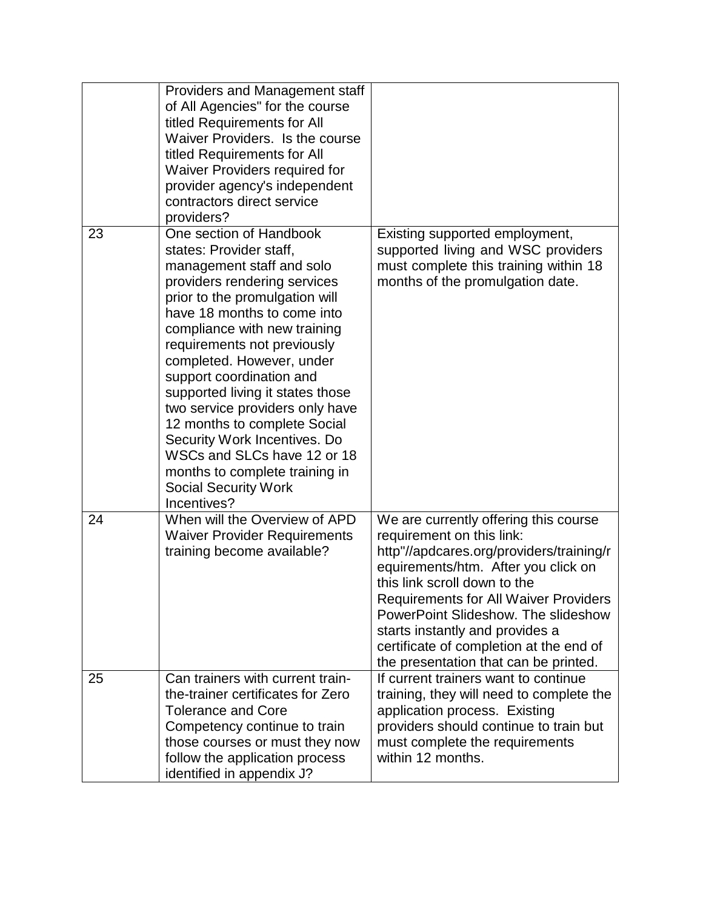|  |  |  |
|---|---|---|
|  | Providers and Management staff of All Agencies" for the course titled Requirements for All Waiver Providers. Is the course titled Requirements for All Waiver Providers required for provider agency's independent contractors direct service providers? |  |
| 23 | One section of Handbook states: Provider staff, management staff and solo providers rendering services prior to the promulgation will have 18 months to come into compliance with new training requirements not previously completed. However, under support coordination and supported living it states those two service providers only have 12 months to complete Social Security Work Incentives. Do WSCs and SLCs have 12 or 18 months to complete training in Social Security Work Incentives? | Existing supported employment, supported living and WSC providers must complete this training within 18 months of the promulgation date. |
| 24 | When will the Overview of APD Waiver Provider Requirements training become available? | We are currently offering this course requirement on this link: http"//apdcares.org/providers/training/requirements/htm. After you click on this link scroll down to the Requirements for All Waiver Providers PowerPoint Slideshow. The slideshow starts instantly and provides a certificate of completion at the end of the presentation that can be printed. |
| 25 | Can trainers with current train-the-trainer certificates for Zero Tolerance and Core Competency continue to train those courses or must they now follow the application process identified in appendix J? | If current trainers want to continue training, they will need to complete the application process. Existing providers should continue to train but must complete the requirements within 12 months. |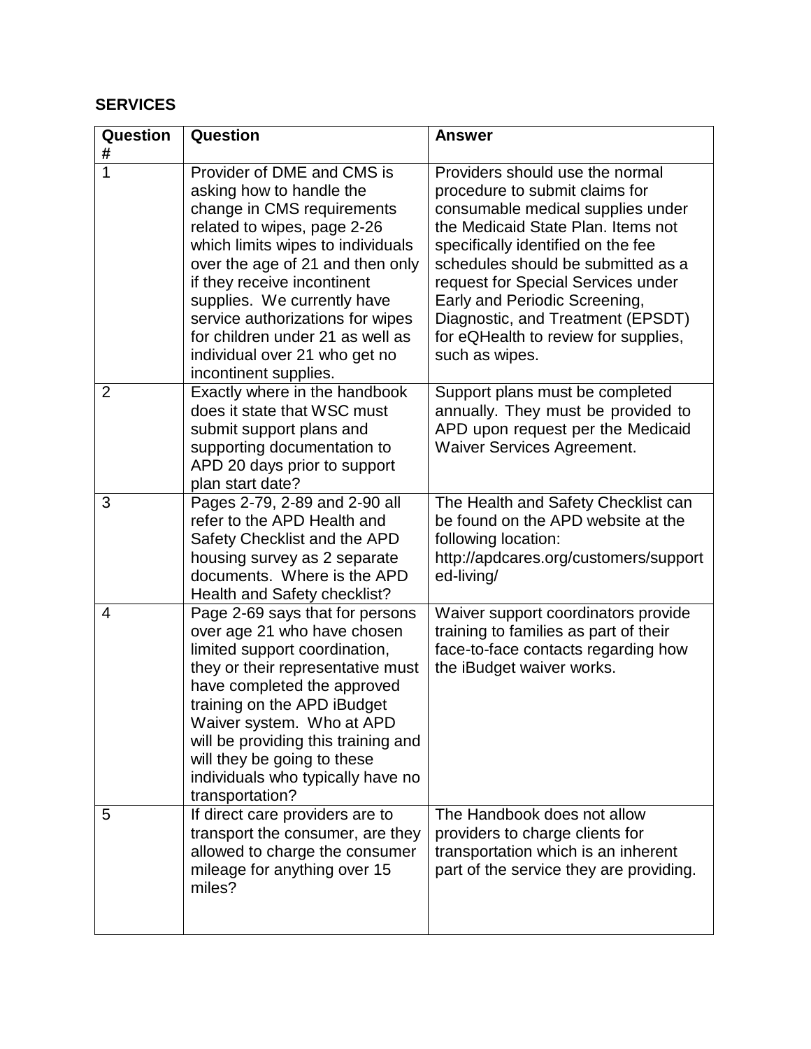## SERVICES

| Question # | Question | Answer |
|---|---|---|
| 1 | Provider of DME and CMS is asking how to handle the change in CMS requirements related to wipes, page 2-26 which limits wipes to individuals over the age of 21 and then only if they receive incontinent supplies. We currently have service authorizations for wipes for children under 21 as well as individual over 21 who get no incontinent supplies. | Providers should use the normal procedure to submit claims for consumable medical supplies under the Medicaid State Plan. Items not specifically identified on the fee schedules should be submitted as a request for Special Services under Early and Periodic Screening, Diagnostic, and Treatment (EPSDT) for eQHealth to review for supplies, such as wipes. |
| 2 | Exactly where in the handbook does it state that WSC must submit support plans and supporting documentation to APD 20 days prior to support plan start date? | Support plans must be completed annually. They must be provided to APD upon request per the Medicaid Waiver Services Agreement. |
| 3 | Pages 2-79, 2-89 and 2-90 all refer to the APD Health and Safety Checklist and the APD housing survey as 2 separate documents. Where is the APD Health and Safety checklist? | The Health and Safety Checklist can be found on the APD website at the following location: http://apdcares.org/customers/supported-living/ |
| 4 | Page 2-69 says that for persons over age 21 who have chosen limited support coordination, they or their representative must have completed the approved training on the APD iBudget Waiver system. Who at APD will be providing this training and will they be going to these individuals who typically have no transportation? | Waiver support coordinators provide training to families as part of their face-to-face contacts regarding how the iBudget waiver works. |
| 5 | If direct care providers are to transport the consumer, are they allowed to charge the consumer mileage for anything over 15 miles? | The Handbook does not allow providers to charge clients for transportation which is an inherent part of the service they are providing. |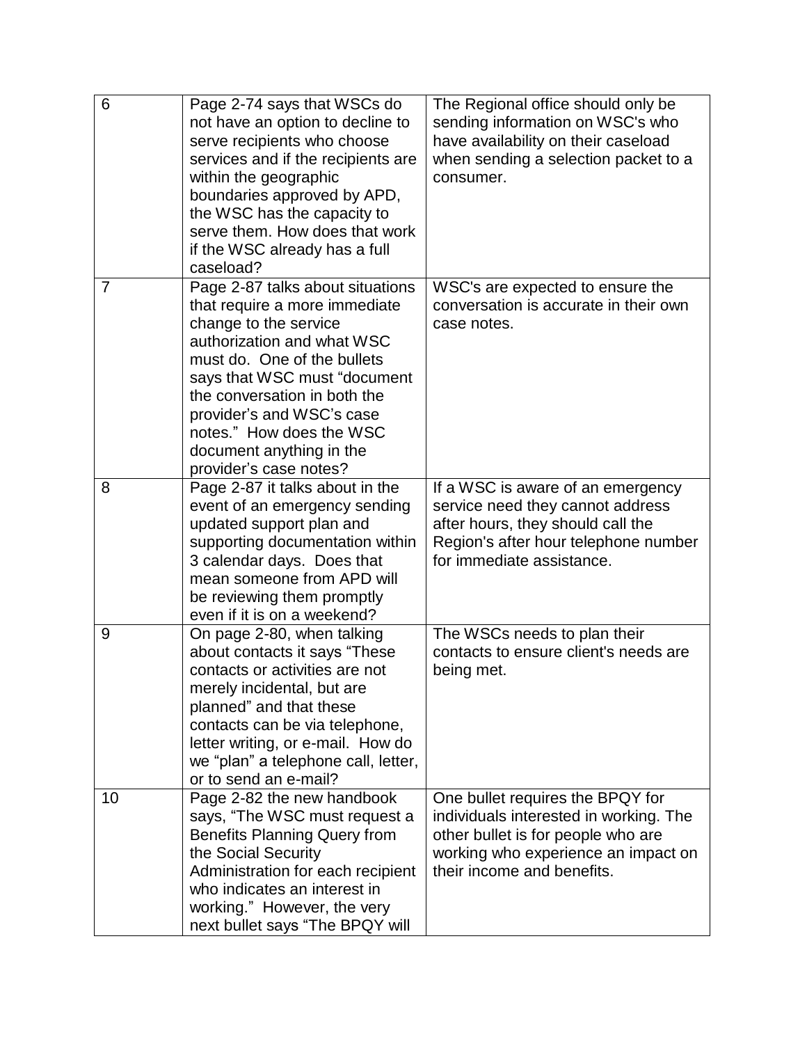| | | |
|---|---|---|
| 6 | Page 2-74 says that WSCs do not have an option to decline to serve recipients who choose services and if the recipients are within the geographic boundaries approved by APD, the WSC has the capacity to serve them. How does that work if the WSC already has a full caseload? | The Regional office should only be sending information on WSC's who have availability on their caseload when sending a selection packet to a consumer. |
| 7 | Page 2-87 talks about situations that require a more immediate change to the service authorization and what WSC must do. One of the bullets says that WSC must "document the conversation in both the provider's and WSC's case notes." How does the WSC document anything in the provider's case notes? | WSC's are expected to ensure the conversation is accurate in their own case notes. |
| 8 | Page 2-87 it talks about in the event of an emergency sending updated support plan and supporting documentation within 3 calendar days. Does that mean someone from APD will be reviewing them promptly even if it is on a weekend? | If a WSC is aware of an emergency service need they cannot address after hours, they should call the Region's after hour telephone number for immediate assistance. |
| 9 | On page 2-80, when talking about contacts it says "These contacts or activities are not merely incidental, but are planned" and that these contacts can be via telephone, letter writing, or e-mail. How do we "plan" a telephone call, letter, or to send an e-mail? | The WSCs needs to plan their contacts to ensure client's needs are being met. |
| 10 | Page 2-82 the new handbook says, "The WSC must request a Benefits Planning Query from the Social Security Administration for each recipient who indicates an interest in working." However, the very next bullet says "The BPQY will | One bullet requires the BPQY for individuals interested in working. The other bullet is for people who are working who experience an impact on their income and benefits. |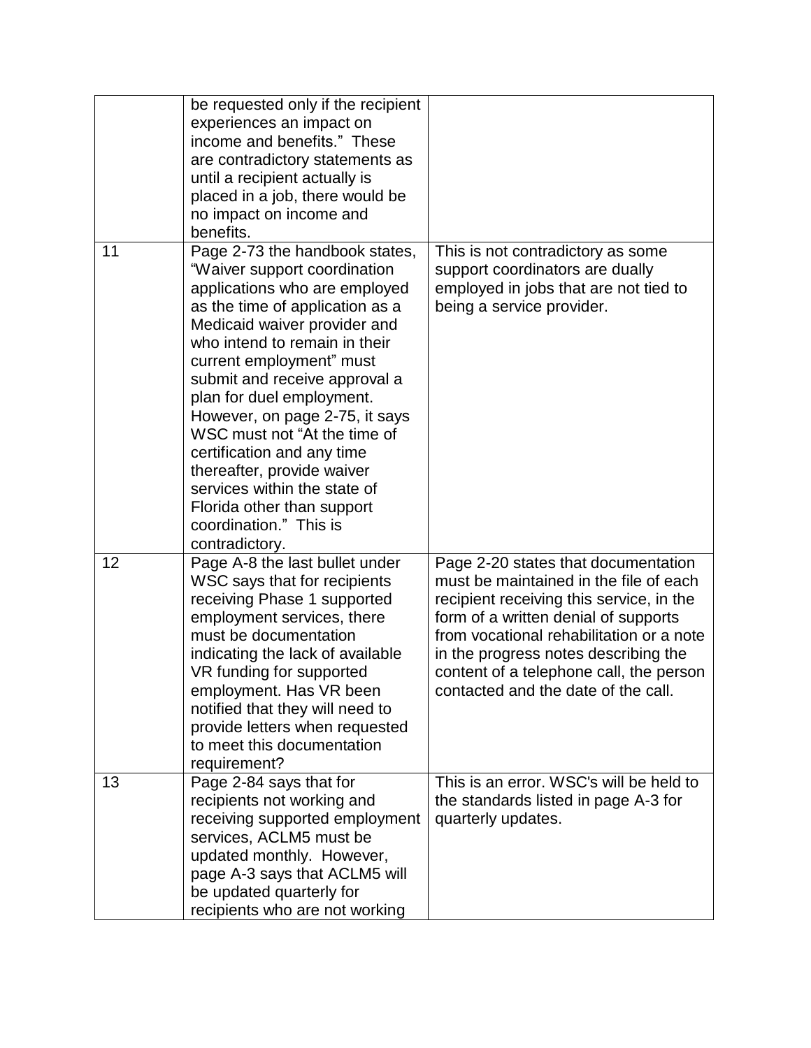|  |  |  |
|---|---|---|
|  | be requested only if the recipient experiences an impact on income and benefits." These are contradictory statements as until a recipient actually is placed in a job, there would be no impact on income and benefits. |  |
| 11 | Page 2-73 the handbook states, "Waiver support coordination applications who are employed as the time of application as a Medicaid waiver provider and who intend to remain in their current employment" must submit and receive approval a plan for duel employment. However, on page 2-75, it says WSC must not "At the time of certification and any time thereafter, provide waiver services within the state of Florida other than support coordination." This is contradictory. | This is not contradictory as some support coordinators are dually employed in jobs that are not tied to being a service provider. |
| 12 | Page A-8 the last bullet under WSC says that for recipients receiving Phase 1 supported employment services, there must be documentation indicating the lack of available VR funding for supported employment. Has VR been notified that they will need to provide letters when requested to meet this documentation requirement? | Page 2-20 states that documentation must be maintained in the file of each recipient receiving this service, in the form of a written denial of supports from vocational rehabilitation or a note in the progress notes describing the content of a telephone call, the person contacted and the date of the call. |
| 13 | Page 2-84 says that for recipients not working and receiving supported employment services, ACLM5 must be updated monthly. However, page A-3 says that ACLM5 will be updated quarterly for recipients who are not working | This is an error. WSC's will be held to the standards listed in page A-3 for quarterly updates. |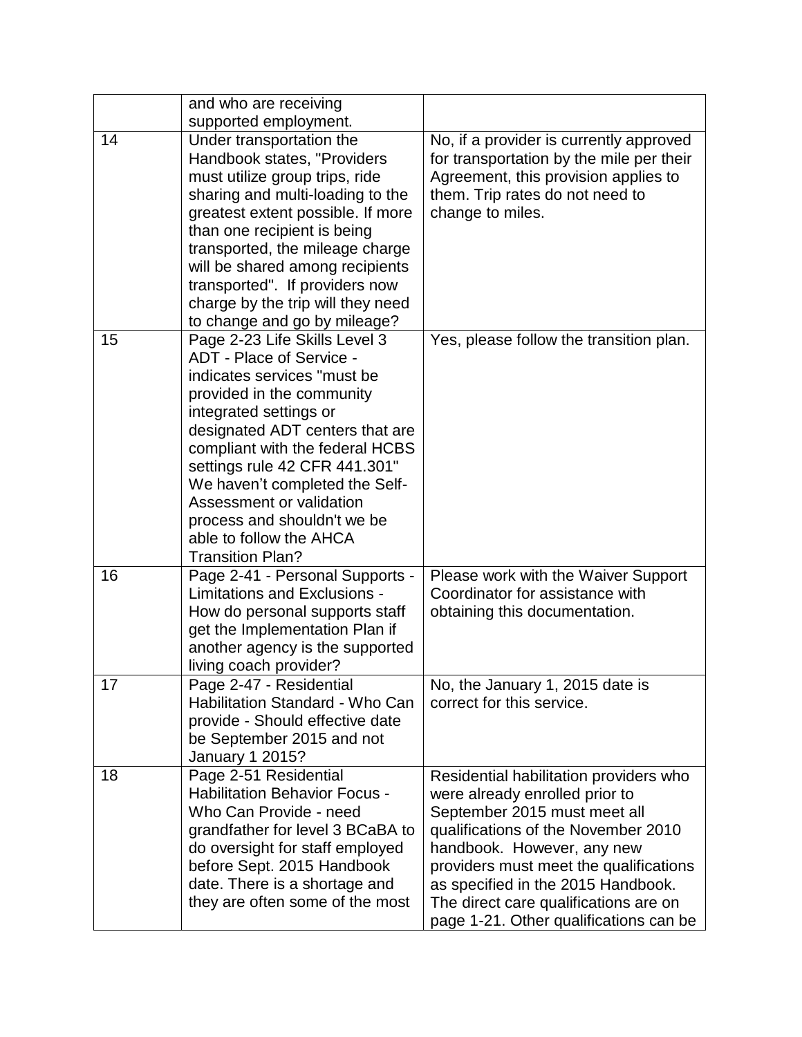| | | |
|---|---|---|
| | and who are receiving supported employment. | |
| 14 | Under transportation the Handbook states, "Providers must utilize group trips, ride sharing and multi-loading to the greatest extent possible. If more than one recipient is being transported, the mileage charge will be shared among recipients transported". If providers now charge by the trip will they need to change and go by mileage? | No, if a provider is currently approved for transportation by the mile per their Agreement, this provision applies to them. Trip rates do not need to change to miles. |
| 15 | Page 2-23 Life Skills Level 3 ADT - Place of Service - indicates services "must be provided in the community integrated settings or designated ADT centers that are compliant with the federal HCBS settings rule 42 CFR 441.301" We haven't completed the Self-Assessment or validation process and shouldn't we be able to follow the AHCA Transition Plan? | Yes, please follow the transition plan. |
| 16 | Page 2-41 - Personal Supports - Limitations and Exclusions - How do personal supports staff get the Implementation Plan if another agency is the supported living coach provider? | Please work with the Waiver Support Coordinator for assistance with obtaining this documentation. |
| 17 | Page 2-47 - Residential Habilitation Standard - Who Can provide - Should effective date be September 2015 and not January 1 2015? | No, the January 1, 2015 date is correct for this service. |
| 18 | Page 2-51 Residential Habilitation Behavior Focus - Who Can Provide - need grandfather for level 3 BCaBA to do oversight for staff employed before Sept. 2015 Handbook date. There is a shortage and they are often some of the most | Residential habilitation providers who were already enrolled prior to September 2015 must meet all qualifications of the November 2010 handbook. However, any new providers must meet the qualifications as specified in the 2015 Handbook. The direct care qualifications are on page 1-21. Other qualifications can be |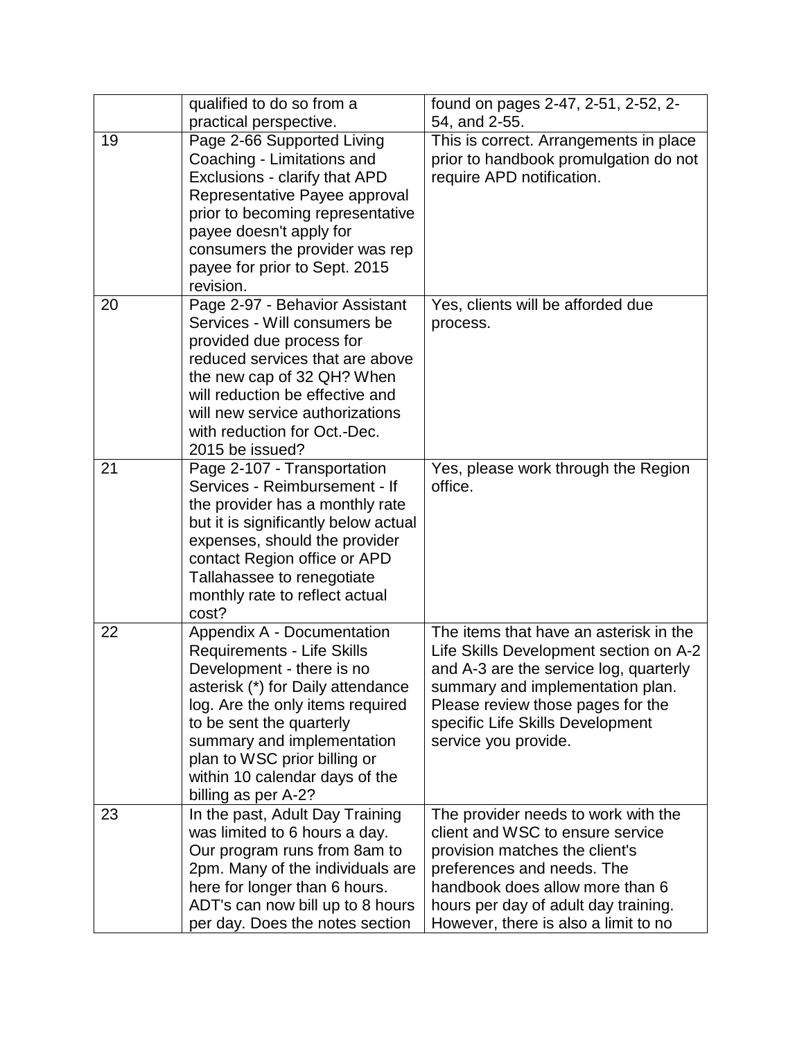| | | |
|---|---|---|
| | qualified to do so from a practical perspective. | found on pages 2-47, 2-51, 2-52, 2-54, and 2-55. |
| 19 | Page 2-66 Supported Living Coaching - Limitations and Exclusions - clarify that APD Representative Payee approval prior to becoming representative payee doesn't apply for consumers the provider was rep payee for prior to Sept. 2015 revision. | This is correct. Arrangements in place prior to handbook promulgation do not require APD notification. |
| 20 | Page 2-97 - Behavior Assistant Services - Will consumers be provided due process for reduced services that are above the new cap of 32 QH? When will reduction be effective and will new service authorizations with reduction for Oct.-Dec. 2015 be issued? | Yes, clients will be afforded due process. |
| 21 | Page 2-107 - Transportation Services - Reimbursement - If the provider has a monthly rate but it is significantly below actual expenses, should the provider contact Region office or APD Tallahassee to renegotiate monthly rate to reflect actual cost? | Yes, please work through the Region office. |
| 22 | Appendix A - Documentation Requirements - Life Skills Development - there is no asterisk (*) for Daily attendance log. Are the only items required to be sent the quarterly summary and implementation plan to WSC prior billing or within 10 calendar days of the billing as per A-2? | The items that have an asterisk in the Life Skills Development section on A-2 and A-3 are the service log, quarterly summary and implementation plan. Please review those pages for the specific Life Skills Development service you provide. |
| 23 | In the past, Adult Day Training was limited to 6 hours a day. Our program runs from 8am to 2pm. Many of the individuals are here for longer than 6 hours. ADT's can now bill up to 8 hours per day. Does the notes section | The provider needs to work with the client and WSC to ensure service provision matches the client's preferences and needs. The handbook does allow more than 6 hours per day of adult day training. However, there is also a limit to no |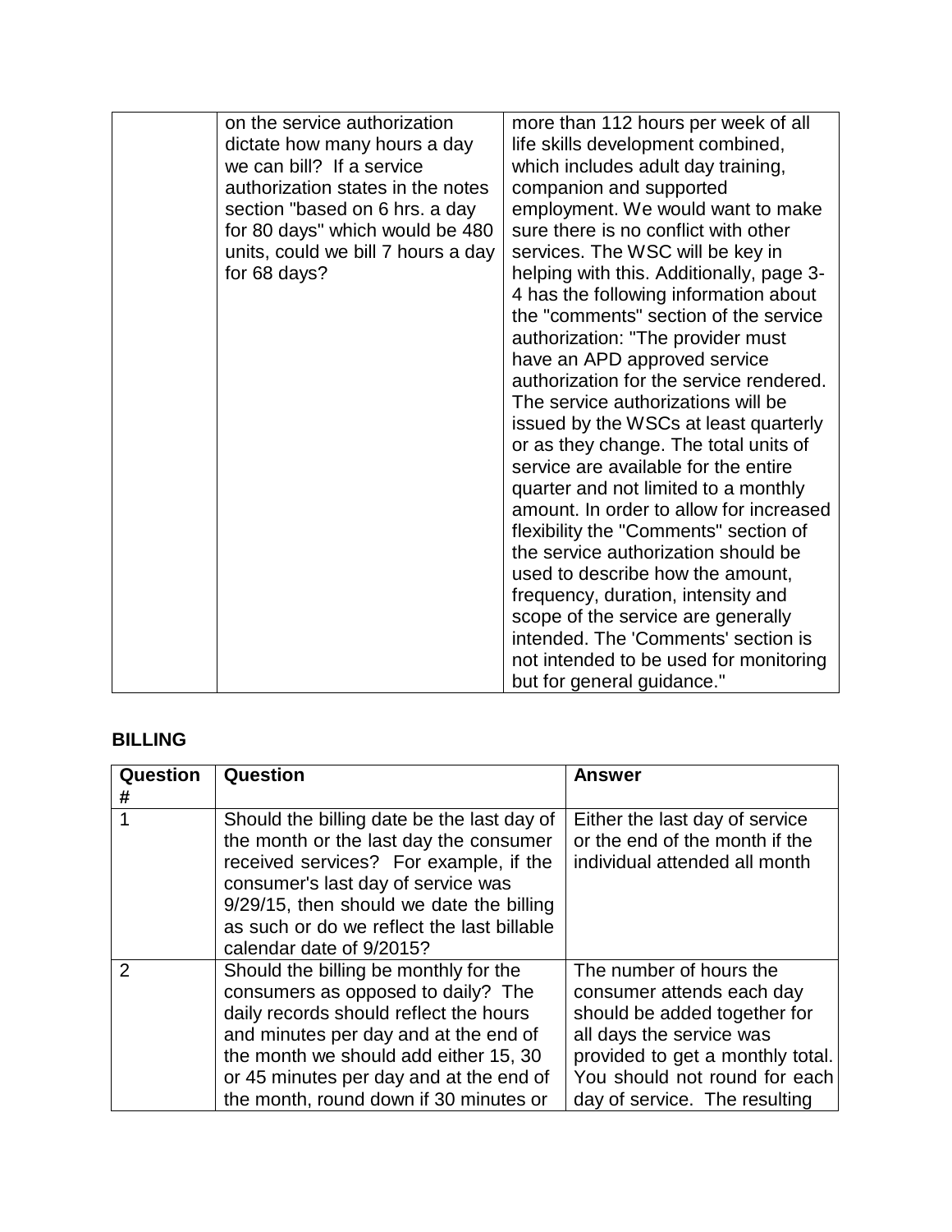| | | |
|---|---|---|
| | on the service authorization dictate how many hours a day we can bill? If a service authorization states in the notes section "based on 6 hrs. a day for 80 days" which would be 480 units, could we bill 7 hours a day for 68 days? | more than 112 hours per week of all life skills development combined, which includes adult day training, companion and supported employment. We would want to make sure there is no conflict with other services. The WSC will be key in helping with this. Additionally, page 3-4 has the following information about the "comments" section of the service authorization: "The provider must have an APD approved service authorization for the service rendered. The service authorizations will be issued by the WSCs at least quarterly or as they change. The total units of service are available for the entire quarter and not limited to a monthly amount. In order to allow for increased flexibility the "Comments" section of the service authorization should be used to describe how the amount, frequency, duration, intensity and scope of the service are generally intended. The 'Comments' section is not intended to be used for monitoring but for general guidance." |

## BILLING

| Question # | Question | Answer |
|---|---|---|
| 1 | Should the billing date be the last day of the month or the last day the consumer received services? For example, if the consumer's last day of service was 9/29/15, then should we date the billing as such or do we reflect the last billable calendar date of 9/2015? | Either the last day of service or the end of the month if the individual attended all month |
| 2 | Should the billing be monthly for the consumers as opposed to daily? The daily records should reflect the hours and minutes per day and at the end of the month we should add either 15, 30 or 45 minutes per day and at the end of the month, round down if 30 minutes or | The number of hours the consumer attends each day should be added together for all days the service was provided to get a monthly total. You should not round for each day of service. The resulting |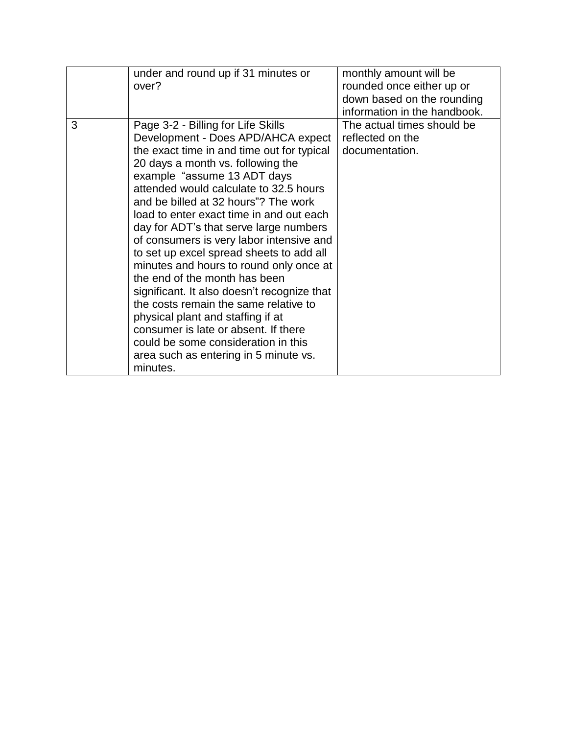| | | |
|---|---|---|
| | under and round up if 31 minutes or over? | monthly amount will be rounded once either up or down based on the rounding information in the handbook. |
| 3 | Page 3-2 - Billing for Life Skills Development - Does APD/AHCA expect the exact time in and time out for typical 20 days a month vs. following the example "assume 13 ADT days attended would calculate to 32.5 hours and be billed at 32 hours"? The work load to enter exact time in and out each day for ADT's that serve large numbers of consumers is very labor intensive and to set up excel spread sheets to add all minutes and hours to round only once at the end of the month has been significant. It also doesn't recognize that the costs remain the same relative to physical plant and staffing if at consumer is late or absent. If there could be some consideration in this area such as entering in 5 minute vs. minutes. | The actual times should be reflected on the documentation. |